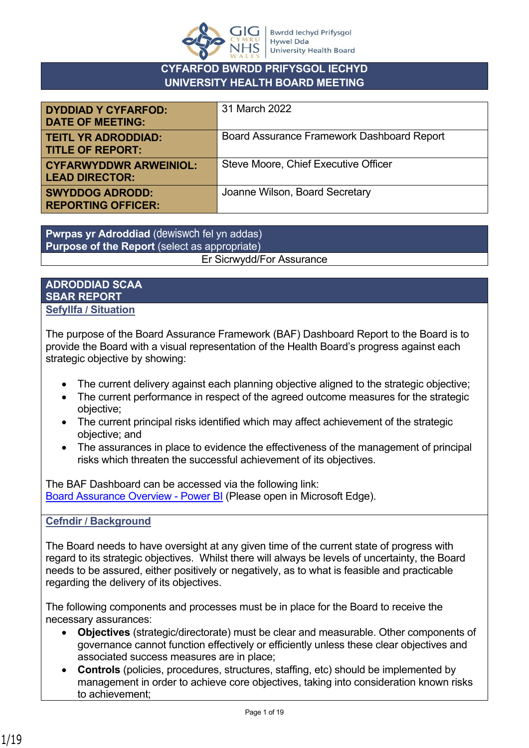**CYFARFOD BWRDD PRIFYSGOL IECHYD**
**UNIVERSITY HEALTH BOARD MEETING**

| | |
|---|---|
| **DYDDIAD Y CYFARFOD: DATE OF MEETING:** | 31 March 2022 |
| **TEITL YR ADRODDIAD: TITLE OF REPORT:** | Board Assurance Framework Dashboard Report |
| **CYFARWYDDWR ARWEINIOL: LEAD DIRECTOR:** | Steve Moore, Chief Executive Officer |
| **SWYDDOG ADRODD: REPORTING OFFICER:** | Joanne Wilson, Board Secretary |

**Pwrpas yr Adroddiad** (dewiswch fel yn addas)
**Purpose of the Report** (select as appropriate)

Er Sicrwydd/For Assurance

## ADRODDIAD SCAA
## SBAR REPORT

### Sefyllfa / Situation

The purpose of the Board Assurance Framework (BAF) Dashboard Report to the Board is to provide the Board with a visual representation of the Health Board's progress against each strategic objective by showing:

- The current delivery against each planning objective aligned to the strategic objective;
- The current performance in respect of the agreed outcome measures for the strategic objective;
- The current principal risks identified which may affect achievement of the strategic objective; and
- The assurances in place to evidence the effectiveness of the management of principal risks which threaten the successful achievement of its objectives.

The BAF Dashboard can be accessed via the following link:
Board Assurance Overview - Power BI (Please open in Microsoft Edge).

### Cefndir / Background

The Board needs to have oversight at any given time of the current state of progress with regard to its strategic objectives. Whilst there will always be levels of uncertainty, the Board needs to be assured, either positively or negatively, as to what is feasible and practicable regarding the delivery of its objectives.

The following components and processes must be in place for the Board to receive the necessary assurances:

- **Objectives** (strategic/directorate) must be clear and measurable. Other components of governance cannot function effectively or efficiently unless these clear objectives and associated success measures are in place;
- **Controls** (policies, procedures, structures, staffing, etc) should be implemented by management in order to achieve core objectives, taking into consideration known risks to achievement;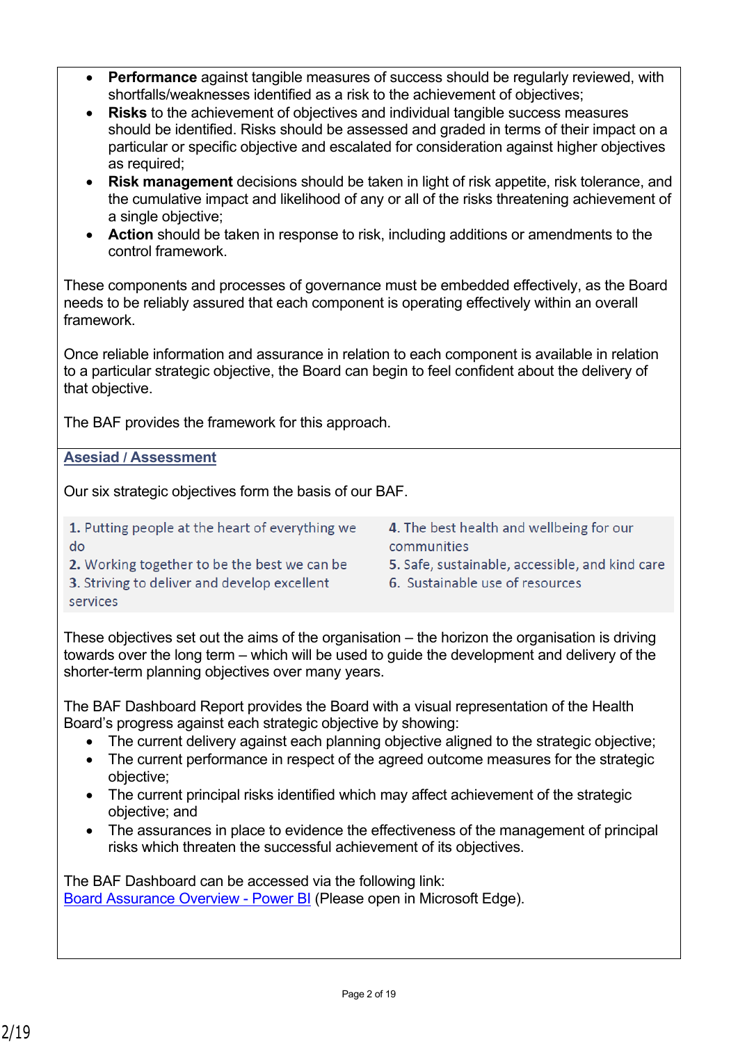- **Performance** against tangible measures of success should be regularly reviewed, with shortfalls/weaknesses identified as a risk to the achievement of objectives;
- **Risks** to the achievement of objectives and individual tangible success measures should be identified. Risks should be assessed and graded in terms of their impact on a particular or specific objective and escalated for consideration against higher objectives as required;
- **Risk management** decisions should be taken in light of risk appetite, risk tolerance, and the cumulative impact and likelihood of any or all of the risks threatening achievement of a single objective;
- **Action** should be taken in response to risk, including additions or amendments to the control framework.

These components and processes of governance must be embedded effectively, as the Board needs to be reliably assured that each component is operating effectively within an overall framework.

Once reliable information and assurance in relation to each component is available in relation to a particular strategic objective, the Board can begin to feel confident about the delivery of that objective.

The BAF provides the framework for this approach.

## Asesiad / Assessment

Our six strategic objectives form the basis of our BAF.

**1.** Putting people at the heart of everything we do
**2.** Working together to be the best we can be
**3.** Striving to deliver and develop excellent services
**4.** The best health and wellbeing for our communities
**5.** Safe, sustainable, accessible, and kind care
**6.** Sustainable use of resources

These objectives set out the aims of the organisation – the horizon the organisation is driving towards over the long term – which will be used to guide the development and delivery of the shorter-term planning objectives over many years.

The BAF Dashboard Report provides the Board with a visual representation of the Health Board's progress against each strategic objective by showing:

- The current delivery against each planning objective aligned to the strategic objective;
- The current performance in respect of the agreed outcome measures for the strategic objective;
- The current principal risks identified which may affect achievement of the strategic objective; and
- The assurances in place to evidence the effectiveness of the management of principal risks which threaten the successful achievement of its objectives.

The BAF Dashboard can be accessed via the following link:
Board Assurance Overview - Power BI (Please open in Microsoft Edge).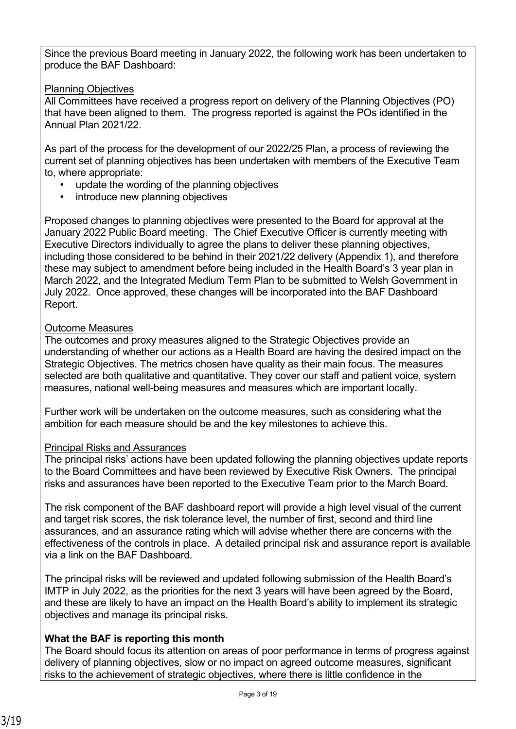Since the previous Board meeting in January 2022, the following work has been undertaken to produce the BAF Dashboard:

<u>Planning Objectives</u>

All Committees have received a progress report on delivery of the Planning Objectives (PO) that have been aligned to them. The progress reported is against the POs identified in the Annual Plan 2021/22.

As part of the process for the development of our 2022/25 Plan, a process of reviewing the current set of planning objectives has been undertaken with members of the Executive Team to, where appropriate:

- update the wording of the planning objectives
- introduce new planning objectives

Proposed changes to planning objectives were presented to the Board for approval at the January 2022 Public Board meeting. The Chief Executive Officer is currently meeting with Executive Directors individually to agree the plans to deliver these planning objectives, including those considered to be behind in their 2021/22 delivery (Appendix 1), and therefore these may subject to amendment before being included in the Health Board's 3 year plan in March 2022, and the Integrated Medium Term Plan to be submitted to Welsh Government in July 2022. Once approved, these changes will be incorporated into the BAF Dashboard Report.

<u>Outcome Measures</u>

The outcomes and proxy measures aligned to the Strategic Objectives provide an understanding of whether our actions as a Health Board are having the desired impact on the Strategic Objectives. The metrics chosen have quality as their main focus. The measures selected are both qualitative and quantitative. They cover our staff and patient voice, system measures, national well-being measures and measures which are important locally.

Further work will be undertaken on the outcome measures, such as considering what the ambition for each measure should be and the key milestones to achieve this.

<u>Principal Risks and Assurances</u>

The principal risks' actions have been updated following the planning objectives update reports to the Board Committees and have been reviewed by Executive Risk Owners. The principal risks and assurances have been reported to the Executive Team prior to the March Board.

The risk component of the BAF dashboard report will provide a high level visual of the current and target risk scores, the risk tolerance level, the number of first, second and third line assurances, and an assurance rating which will advise whether there are concerns with the effectiveness of the controls in place. A detailed principal risk and assurance report is available via a link on the BAF Dashboard.

The principal risks will be reviewed and updated following submission of the Health Board's IMTP in July 2022, as the priorities for the next 3 years will have been agreed by the Board, and these are likely to have an impact on the Health Board's ability to implement its strategic objectives and manage its principal risks.

**What the BAF is reporting this month**

The Board should focus its attention on areas of poor performance in terms of progress against delivery of planning objectives, slow or no impact on agreed outcome measures, significant risks to the achievement of strategic objectives, where there is little confidence in the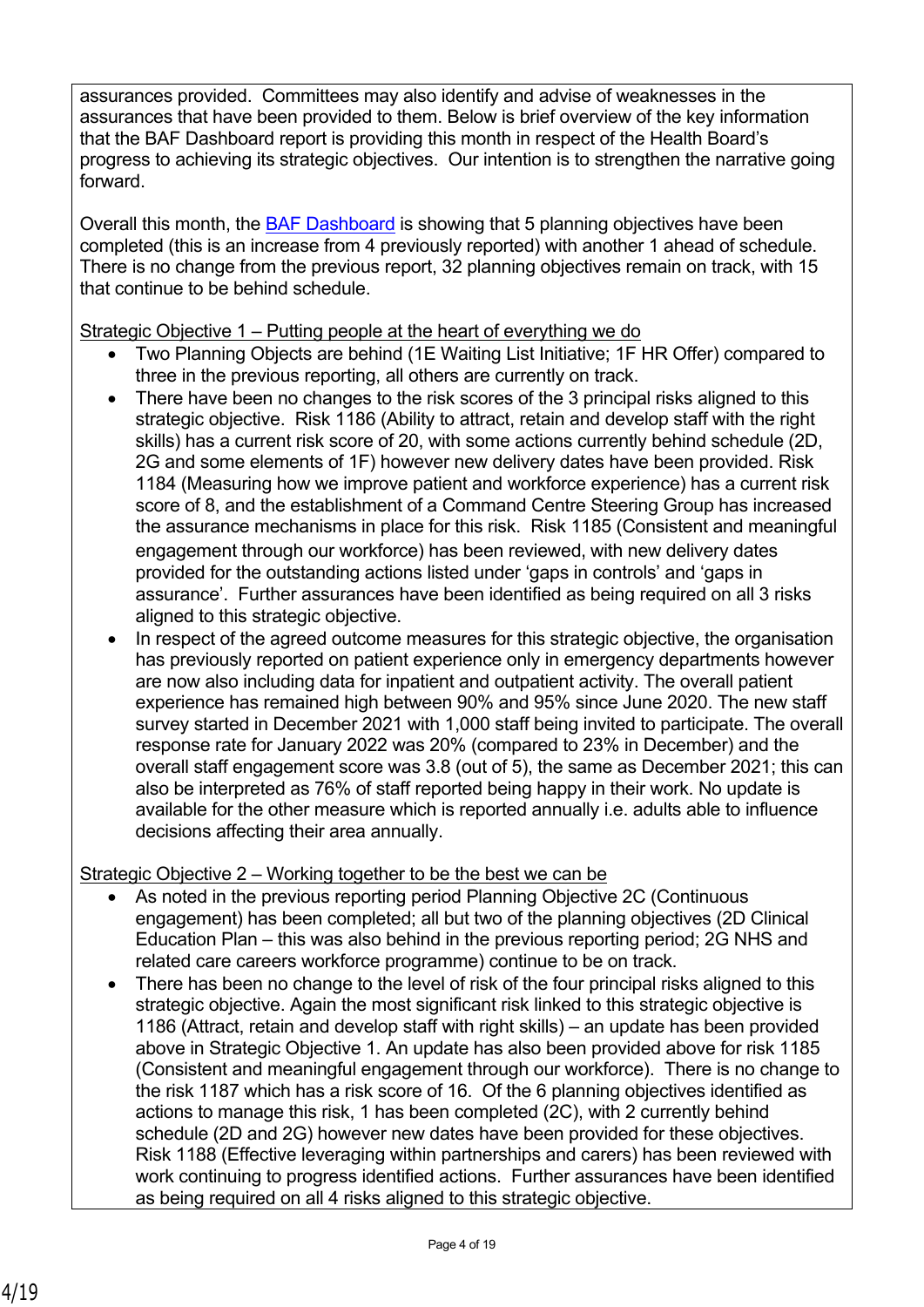assurances provided. Committees may also identify and advise of weaknesses in the assurances that have been provided to them. Below is brief overview of the key information that the BAF Dashboard report is providing this month in respect of the Health Board's progress to achieving its strategic objectives. Our intention is to strengthen the narrative going forward.

Overall this month, the BAF Dashboard is showing that 5 planning objectives have been completed (this is an increase from 4 previously reported) with another 1 ahead of schedule. There is no change from the previous report, 32 planning objectives remain on track, with 15 that continue to be behind schedule.

Strategic Objective 1 – Putting people at the heart of everything we do

- Two Planning Objects are behind (1E Waiting List Initiative; 1F HR Offer) compared to three in the previous reporting, all others are currently on track.
- There have been no changes to the risk scores of the 3 principal risks aligned to this strategic objective. Risk 1186 (Ability to attract, retain and develop staff with the right skills) has a current risk score of 20, with some actions currently behind schedule (2D, 2G and some elements of 1F) however new delivery dates have been provided. Risk 1184 (Measuring how we improve patient and workforce experience) has a current risk score of 8, and the establishment of a Command Centre Steering Group has increased the assurance mechanisms in place for this risk. Risk 1185 (Consistent and meaningful engagement through our workforce) has been reviewed, with new delivery dates provided for the outstanding actions listed under 'gaps in controls' and 'gaps in assurance'. Further assurances have been identified as being required on all 3 risks aligned to this strategic objective.
- In respect of the agreed outcome measures for this strategic objective, the organisation has previously reported on patient experience only in emergency departments however are now also including data for inpatient and outpatient activity. The overall patient experience has remained high between 90% and 95% since June 2020. The new staff survey started in December 2021 with 1,000 staff being invited to participate. The overall response rate for January 2022 was 20% (compared to 23% in December) and the overall staff engagement score was 3.8 (out of 5), the same as December 2021; this can also be interpreted as 76% of staff reported being happy in their work. No update is available for the other measure which is reported annually i.e. adults able to influence decisions affecting their area annually.

Strategic Objective 2 – Working together to be the best we can be

- As noted in the previous reporting period Planning Objective 2C (Continuous engagement) has been completed; all but two of the planning objectives (2D Clinical Education Plan – this was also behind in the previous reporting period; 2G NHS and related care careers workforce programme) continue to be on track.
- There has been no change to the level of risk of the four principal risks aligned to this strategic objective. Again the most significant risk linked to this strategic objective is 1186 (Attract, retain and develop staff with right skills) – an update has been provided above in Strategic Objective 1. An update has also been provided above for risk 1185 (Consistent and meaningful engagement through our workforce). There is no change to the risk 1187 which has a risk score of 16. Of the 6 planning objectives identified as actions to manage this risk, 1 has been completed (2C), with 2 currently behind schedule (2D and 2G) however new dates have been provided for these objectives. Risk 1188 (Effective leveraging within partnerships and carers) has been reviewed with work continuing to progress identified actions. Further assurances have been identified as being required on all 4 risks aligned to this strategic objective.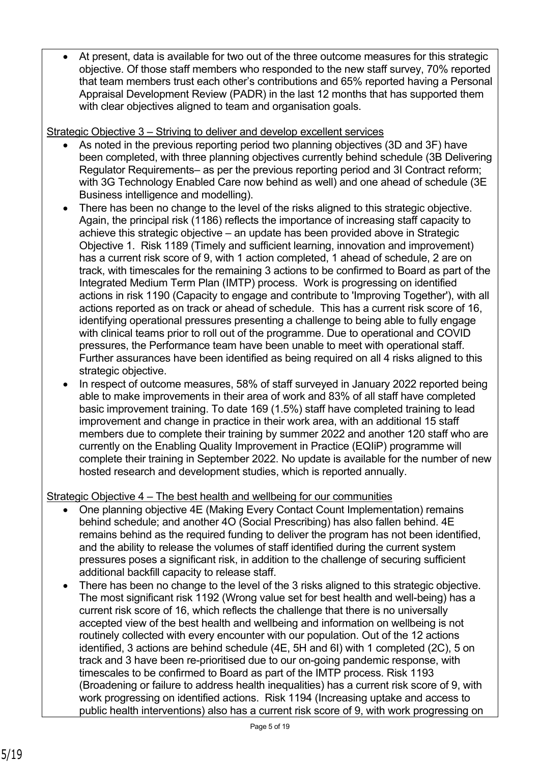- At present, data is available for two out of the three outcome measures for this strategic objective. Of those staff members who responded to the new staff survey, 70% reported that team members trust each other's contributions and 65% reported having a Personal Appraisal Development Review (PADR) in the last 12 months that has supported them with clear objectives aligned to team and organisation goals.

Strategic Objective 3 – Striving to deliver and develop excellent services

- As noted in the previous reporting period two planning objectives (3D and 3F) have been completed, with three planning objectives currently behind schedule (3B Delivering Regulator Requirements– as per the previous reporting period and 3I Contract reform; with 3G Technology Enabled Care now behind as well) and one ahead of schedule (3E Business intelligence and modelling).
- There has been no change to the level of the risks aligned to this strategic objective. Again, the principal risk (1186) reflects the importance of increasing staff capacity to achieve this strategic objective – an update has been provided above in Strategic Objective 1. Risk 1189 (Timely and sufficient learning, innovation and improvement) has a current risk score of 9, with 1 action completed, 1 ahead of schedule, 2 are on track, with timescales for the remaining 3 actions to be confirmed to Board as part of the Integrated Medium Term Plan (IMTP) process. Work is progressing on identified actions in risk 1190 (Capacity to engage and contribute to 'Improving Together'), with all actions reported as on track or ahead of schedule. This has a current risk score of 16, identifying operational pressures presenting a challenge to being able to fully engage with clinical teams prior to roll out of the programme. Due to operational and COVID pressures, the Performance team have been unable to meet with operational staff. Further assurances have been identified as being required on all 4 risks aligned to this strategic objective.
- In respect of outcome measures, 58% of staff surveyed in January 2022 reported being able to make improvements in their area of work and 83% of all staff have completed basic improvement training. To date 169 (1.5%) staff have completed training to lead improvement and change in practice in their work area, with an additional 15 staff members due to complete their training by summer 2022 and another 120 staff who are currently on the Enabling Quality Improvement in Practice (EQIiP) programme will complete their training in September 2022. No update is available for the number of new hosted research and development studies, which is reported annually.

Strategic Objective 4 – The best health and wellbeing for our communities

- One planning objective 4E (Making Every Contact Count Implementation) remains behind schedule; and another 4O (Social Prescribing) has also fallen behind. 4E remains behind as the required funding to deliver the program has not been identified, and the ability to release the volumes of staff identified during the current system pressures poses a significant risk, in addition to the challenge of securing sufficient additional backfill capacity to release staff.
- There has been no change to the level of the 3 risks aligned to this strategic objective. The most significant risk 1192 (Wrong value set for best health and well-being) has a current risk score of 16, which reflects the challenge that there is no universally accepted view of the best health and wellbeing and information on wellbeing is not routinely collected with every encounter with our population. Out of the 12 actions identified, 3 actions are behind schedule (4E, 5H and 6I) with 1 completed (2C), 5 on track and 3 have been re-prioritised due to our on-going pandemic response, with timescales to be confirmed to Board as part of the IMTP process. Risk 1193 (Broadening or failure to address health inequalities) has a current risk score of 9, with work progressing on identified actions. Risk 1194 (Increasing uptake and access to public health interventions) also has a current risk score of 9, with work progressing on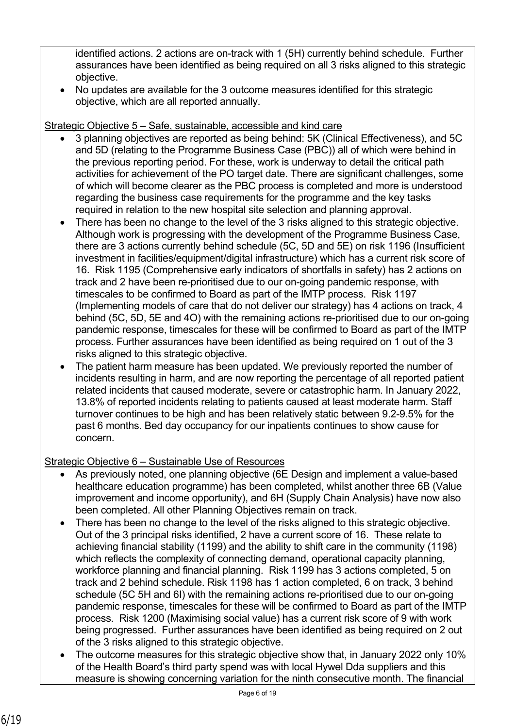identified actions. 2 actions are on-track with 1 (5H) currently behind schedule. Further assurances have been identified as being required on all 3 risks aligned to this strategic objective.

- No updates are available for the 3 outcome measures identified for this strategic objective, which are all reported annually.

Strategic Objective 5 – Safe, sustainable, accessible and kind care

- 3 planning objectives are reported as being behind: 5K (Clinical Effectiveness), and 5C and 5D (relating to the Programme Business Case (PBC)) all of which were behind in the previous reporting period. For these, work is underway to detail the critical path activities for achievement of the PO target date. There are significant challenges, some of which will become clearer as the PBC process is completed and more is understood regarding the business case requirements for the programme and the key tasks required in relation to the new hospital site selection and planning approval.
- There has been no change to the level of the 3 risks aligned to this strategic objective. Although work is progressing with the development of the Programme Business Case, there are 3 actions currently behind schedule (5C, 5D and 5E) on risk 1196 (Insufficient investment in facilities/equipment/digital infrastructure) which has a current risk score of 16. Risk 1195 (Comprehensive early indicators of shortfalls in safety) has 2 actions on track and 2 have been re-prioritised due to our on-going pandemic response, with timescales to be confirmed to Board as part of the IMTP process. Risk 1197 (Implementing models of care that do not deliver our strategy) has 4 actions on track, 4 behind (5C, 5D, 5E and 4O) with the remaining actions re-prioritised due to our on-going pandemic response, timescales for these will be confirmed to Board as part of the IMTP process. Further assurances have been identified as being required on 1 out of the 3 risks aligned to this strategic objective.
- The patient harm measure has been updated. We previously reported the number of incidents resulting in harm, and are now reporting the percentage of all reported patient related incidents that caused moderate, severe or catastrophic harm. In January 2022, 13.8% of reported incidents relating to patients caused at least moderate harm. Staff turnover continues to be high and has been relatively static between 9.2-9.5% for the past 6 months. Bed day occupancy for our inpatients continues to show cause for concern.

Strategic Objective 6 – Sustainable Use of Resources

- As previously noted, one planning objective (6E Design and implement a value-based healthcare education programme) has been completed, whilst another three 6B (Value improvement and income opportunity), and 6H (Supply Chain Analysis) have now also been completed. All other Planning Objectives remain on track.
- There has been no change to the level of the risks aligned to this strategic objective. Out of the 3 principal risks identified, 2 have a current score of 16. These relate to achieving financial stability (1199) and the ability to shift care in the community (1198) which reflects the complexity of connecting demand, operational capacity planning, workforce planning and financial planning. Risk 1199 has 3 actions completed, 5 on track and 2 behind schedule. Risk 1198 has 1 action completed, 6 on track, 3 behind schedule (5C 5H and 6I) with the remaining actions re-prioritised due to our on-going pandemic response, timescales for these will be confirmed to Board as part of the IMTP process. Risk 1200 (Maximising social value) has a current risk score of 9 with work being progressed. Further assurances have been identified as being required on 2 out of the 3 risks aligned to this strategic objective.
- The outcome measures for this strategic objective show that, in January 2022 only 10% of the Health Board's third party spend was with local Hywel Dda suppliers and this measure is showing concerning variation for the ninth consecutive month. The financial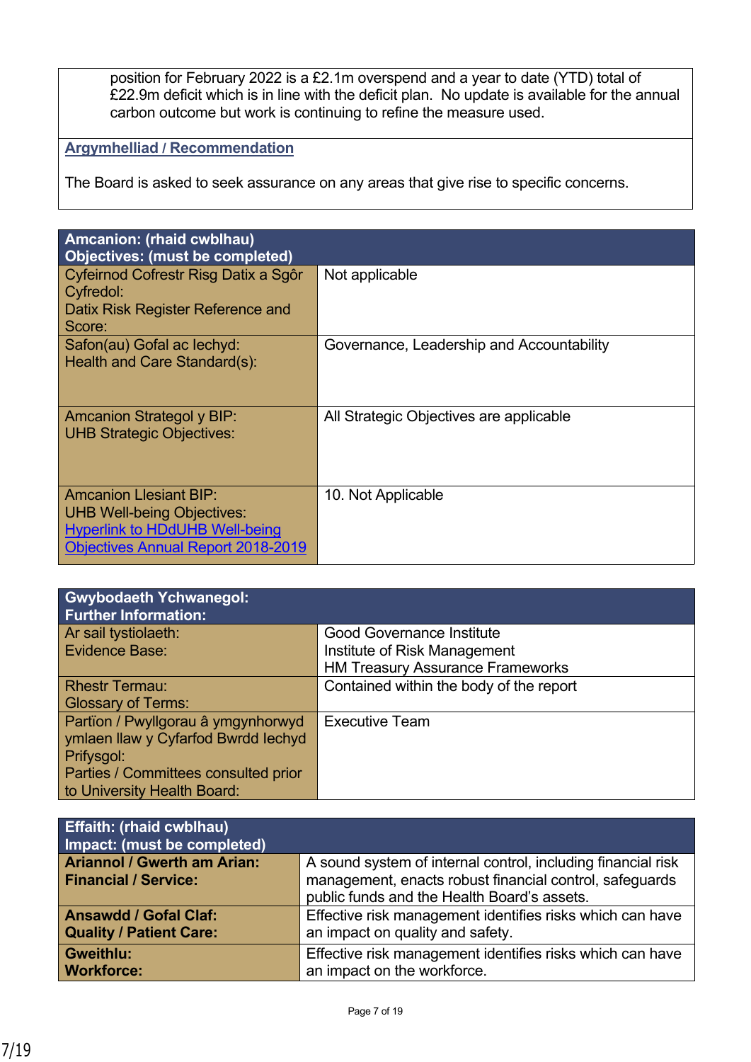position for February 2022 is a £2.1m overspend and a year to date (YTD) total of £22.9m deficit which is in line with the deficit plan. No update is available for the annual carbon outcome but work is continuing to refine the measure used.

**Argymhelliad / Recommendation**

The Board is asked to seek assurance on any areas that give rise to specific concerns.

| Amcanion: (rhaid cwblhau) Objectives: (must be completed) | |
|---|---|
| Cyfeirnod Cofrestr Risg Datix a Sgôr Cyfredol: Datix Risk Register Reference and Score: | Not applicable |
| Safon(au) Gofal ac Iechyd: Health and Care Standard(s): | Governance, Leadership and Accountability |
| Amcanion Strategol y BIP: UHB Strategic Objectives: | All Strategic Objectives are applicable |
| Amcanion Llesiant BIP: UHB Well-being Objectives: [Hyperlink to HDdUHB Well-being Objectives Annual Report 2018-2019] | 10. Not Applicable |

| Gwybodaeth Ychwanegol: Further Information: | |
|---|---|
| Ar sail tystiolaeth: Evidence Base: | Good Governance Institute<br>Institute of Risk Management<br>HM Treasury Assurance Frameworks |
| Rhestr Termau: Glossary of Terms: | Contained within the body of the report |
| Partïon / Pwyllgorau â ymgynhorwyd ymlaen llaw y Cyfarfod Bwrdd Iechyd Prifysgol: Parties / Committees consulted prior to University Health Board: | Executive Team |

| Effaith: (rhaid cwblhau) Impact: (must be completed) | |
|---|---|
| **Ariannol / Gwerth am Arian: Financial / Service:** | A sound system of internal control, including financial risk management, enacts robust financial control, safeguards public funds and the Health Board's assets. |
| **Ansawdd / Gofal Claf: Quality / Patient Care:** | Effective risk management identifies risks which can have an impact on quality and safety. |
| **Gweithlu: Workforce:** | Effective risk management identifies risks which can have an impact on the workforce. |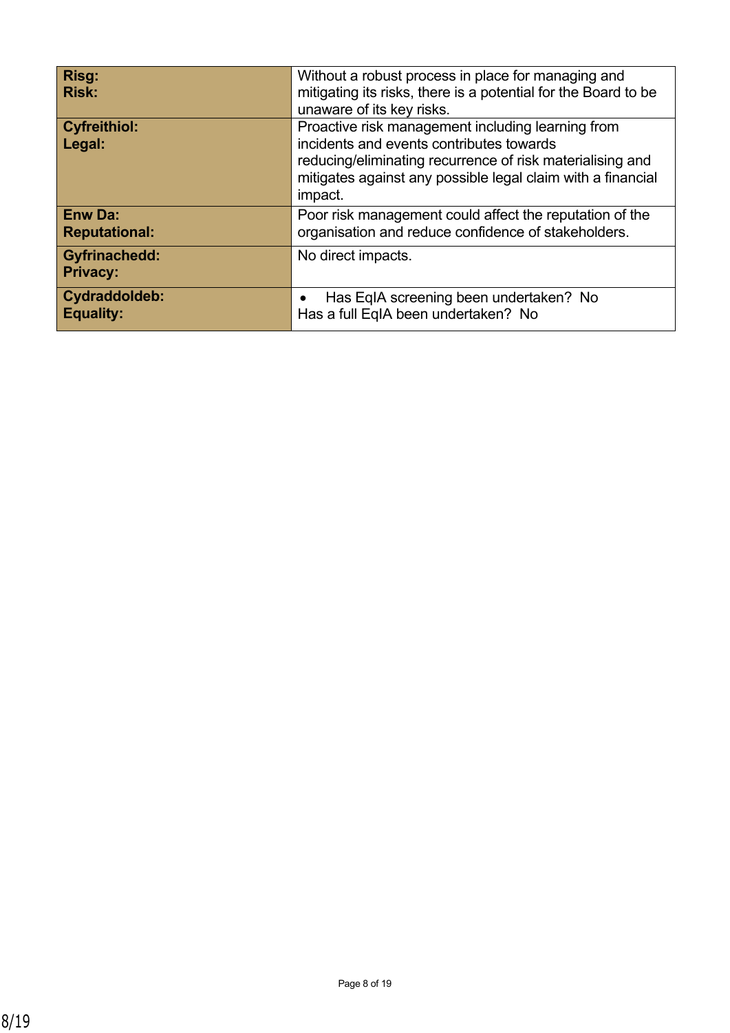| **Risg:**<br>**Risk:** | Without a robust process in place for managing and mitigating its risks, there is a potential for the Board to be unaware of its key risks. |
|---|---|
| **Cyfreithiol:**<br>**Legal:** | Proactive risk management including learning from incidents and events contributes towards reducing/eliminating recurrence of risk materialising and mitigates against any possible legal claim with a financial impact. |
| **Enw Da:**<br>**Reputational:** | Poor risk management could affect the reputation of the organisation and reduce confidence of stakeholders. |
| **Gyfrinachedd:**<br>**Privacy:** | No direct impacts. |
| **Cydraddoldeb:**<br>**Equality:** | • Has EqIA screening been undertaken? No<br>Has a full EqIA been undertaken? No |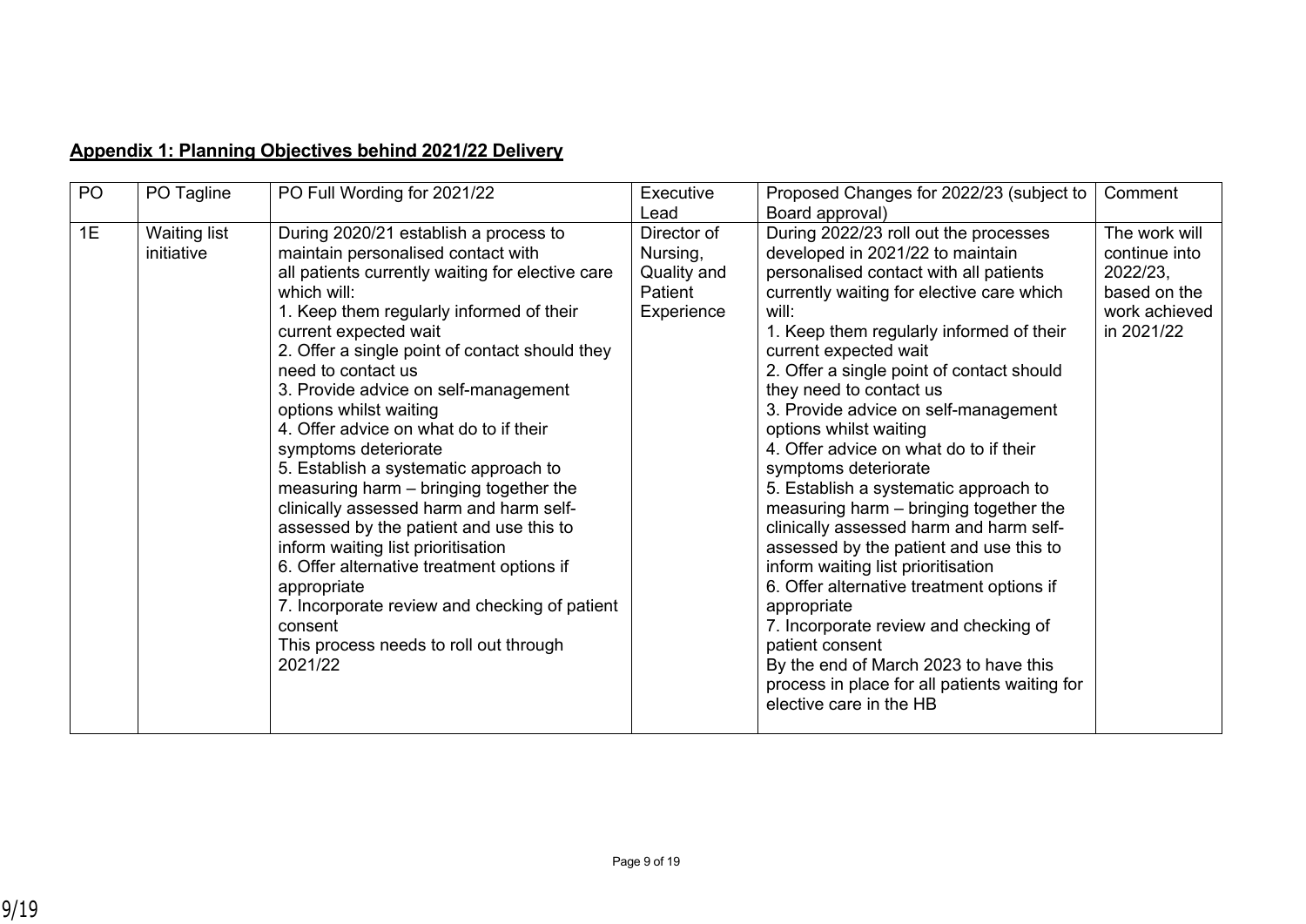## Appendix 1: Planning Objectives behind 2021/22 Delivery

| PO | PO Tagline | PO Full Wording for 2021/22 | Executive Lead | Proposed Changes for 2022/23 (subject to Board approval) | Comment |
|---|---|---|---|---|---|
| 1E | Waiting list initiative | During 2020/21 establish a process to maintain personalised contact with all patients currently waiting for elective care which will:<br>1. Keep them regularly informed of their current expected wait<br>2. Offer a single point of contact should they need to contact us<br>3. Provide advice on self-management options whilst waiting<br>4. Offer advice on what do to if their symptoms deteriorate<br>5. Establish a systematic approach to measuring harm – bringing together the clinically assessed harm and harm self-assessed by the patient and use this to inform waiting list prioritisation<br>6. Offer alternative treatment options if appropriate<br>7. Incorporate review and checking of patient consent<br>This process needs to roll out through 2021/22 | Director of Nursing, Quality and Patient Experience | During 2022/23 roll out the processes developed in 2021/22 to maintain personalised contact with all patients currently waiting for elective care which will:<br>1. Keep them regularly informed of their current expected wait<br>2. Offer a single point of contact should they need to contact us<br>3. Provide advice on self-management options whilst waiting<br>4. Offer advice on what do to if their symptoms deteriorate<br>5. Establish a systematic approach to measuring harm – bringing together the clinically assessed harm and harm self-assessed by the patient and use this to inform waiting list prioritisation<br>6. Offer alternative treatment options if appropriate<br>7. Incorporate review and checking of patient consent<br>By the end of March 2023 to have this process in place for all patients waiting for elective care in the HB | The work will continue into 2022/23, based on the work achieved in 2021/22 |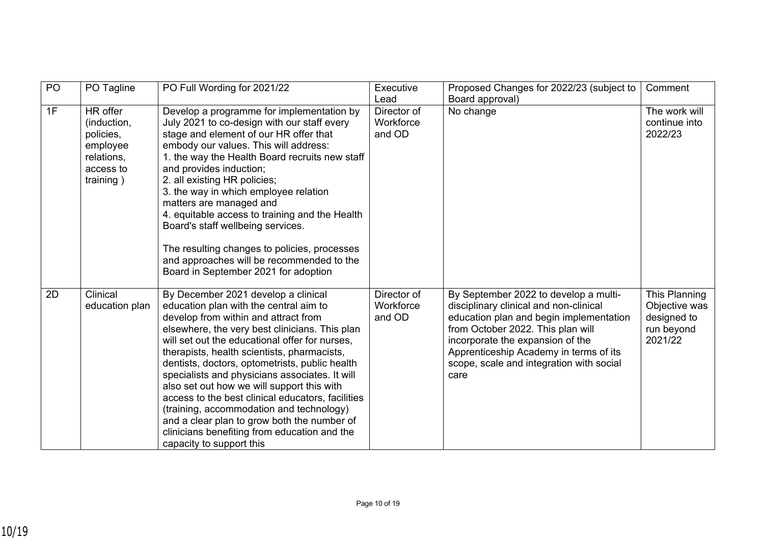| PO | PO Tagline | PO Full Wording for 2021/22 | Executive Lead | Proposed Changes for 2022/23 (subject to Board approval) | Comment |
|---|---|---|---|---|---|
| 1F | HR offer (induction, policies, employee relations, access to training ) | Develop a programme for implementation by July 2021 to co-design with our staff every stage and element of our HR offer that embody our values. This will address:<br>1. the way the Health Board recruits new staff and provides induction;<br>2. all existing HR policies;<br>3. the way in which employee relation matters are managed and<br>4. equitable access to training and the Health Board's staff wellbeing services.<br><br>The resulting changes to policies, processes and approaches will be recommended to the Board in September 2021 for adoption | Director of Workforce and OD | No change | The work will continue into 2022/23 |
| 2D | Clinical education plan | By December 2021 develop a clinical education plan with the central aim to develop from within and attract from elsewhere, the very best clinicians. This plan will set out the educational offer for nurses, therapists, health scientists, pharmacist, dentists, doctors, optometrists, public health specialists and physicians associates. It will also set out how we will support this with access to the best clinical educators, facilities (training, accommodation and technology) and a clear plan to grow both the number of clinicians benefiting from education and the capacity to support this | Director of Workforce and OD | By September 2022 to develop a multi-disciplinary clinical and non-clinical education plan and begin implementation from October 2022. This plan will incorporate the expansion of the Apprenticeship Academy in terms of its scope, scale and integration with social care | This Planning Objective was designed to run beyond 2021/22 |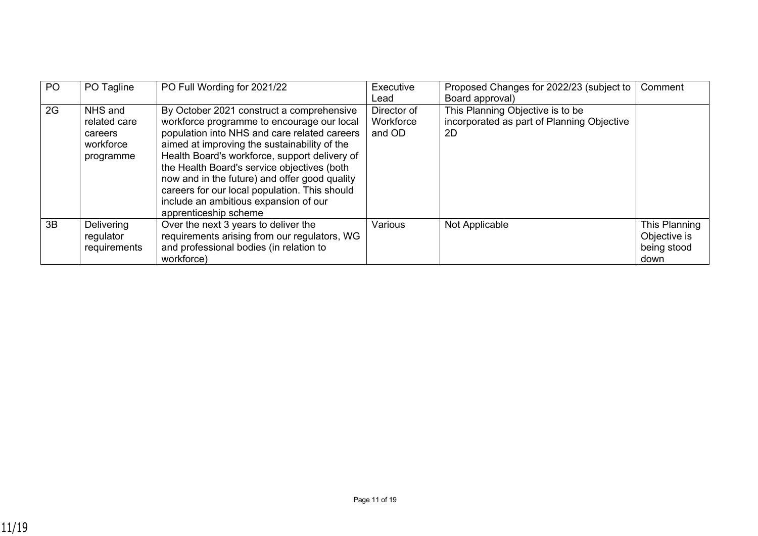| PO | PO Tagline | PO Full Wording for 2021/22 | Executive Lead | Proposed Changes for 2022/23 (subject to Board approval) | Comment |
|---|---|---|---|---|---|
| 2G | NHS and related care careers workforce programme | By October 2021 construct a comprehensive workforce programme to encourage our local population into NHS and care related careers aimed at improving the sustainability of the Health Board's workforce, support delivery of the Health Board's service objectives (both now and in the future) and offer good quality careers for our local population. This should include an ambitious expansion of our apprenticeship scheme | Director of Workforce and OD | This Planning Objective is to be incorporated as part of Planning Objective 2D | |
| 3B | Delivering regulator requirements | Over the next 3 years to deliver the requirements arising from our regulators, WG and professional bodies (in relation to workforce) | Various | Not Applicable | This Planning Objective is being stood down |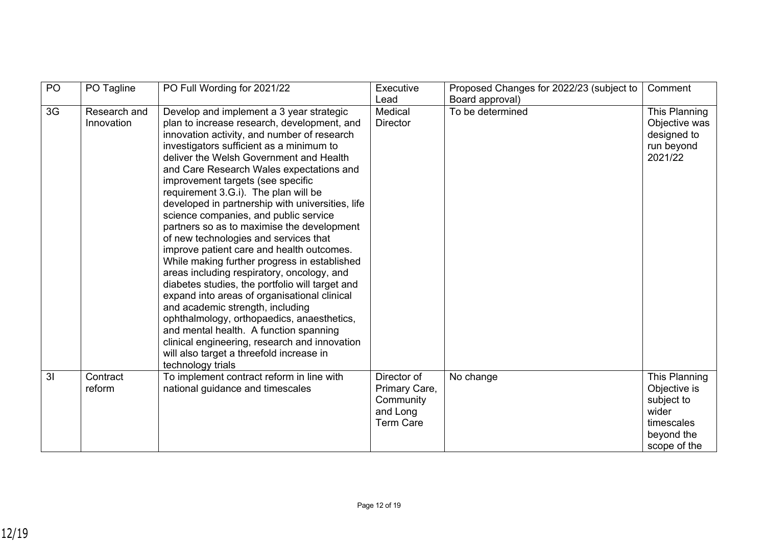| PO | PO Tagline | PO Full Wording for 2021/22 | Executive Lead | Proposed Changes for 2022/23 (subject to Board approval) | Comment |
|---|---|---|---|---|---|
| 3G | Research and Innovation | Develop and implement a 3 year strategic plan to increase research, development, and innovation activity, and number of research investigators sufficient as a minimum to deliver the Welsh Government and Health and Care Research Wales expectations and improvement targets (see specific requirement 3.G.i). The plan will be developed in partnership with universities, life science companies, and public service partners so as to maximise the development of new technologies and services that improve patient care and health outcomes. While making further progress in established areas including respiratory, oncology, and diabetes studies, the portfolio will target and expand into areas of organisational clinical and academic strength, including ophthalmology, orthopaedics, anaesthetics, and mental health. A function spanning clinical engineering, research and innovation will also target a threefold increase in technology trials | Medical Director | To be determined | This Planning Objective was designed to run beyond 2021/22 |
| 3I | Contract reform | To implement contract reform in line with national guidance and timescales | Director of Primary Care, Community and Long Term Care | No change | This Planning Objective is subject to wider timescales beyond the scope of the |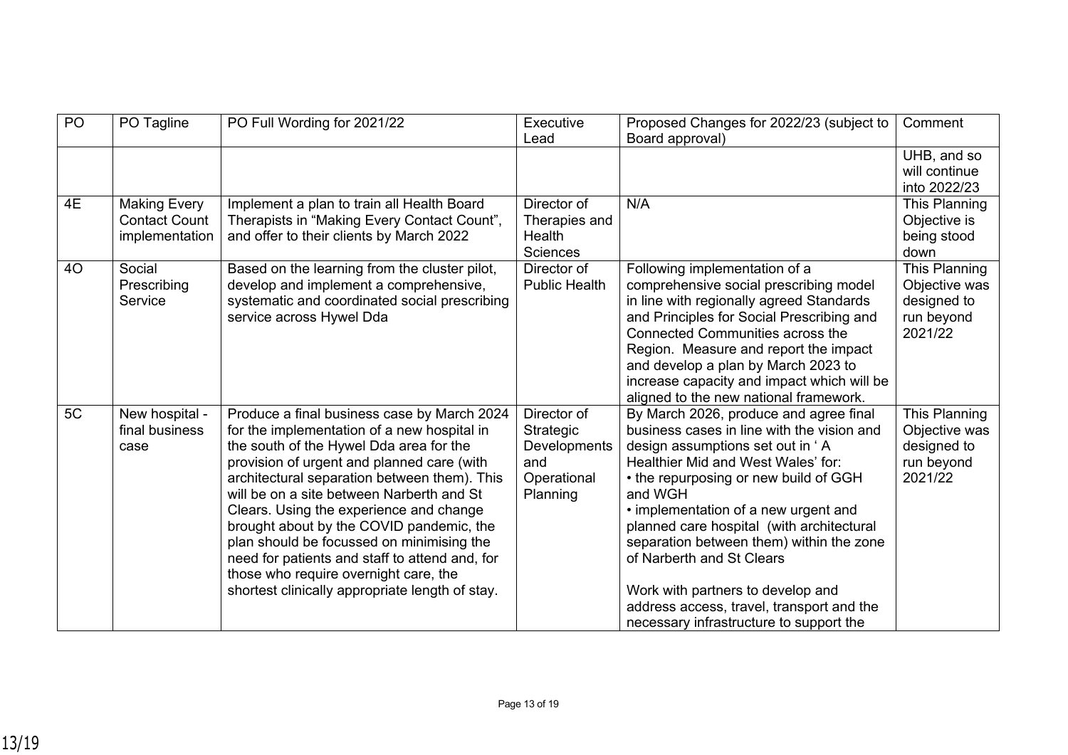| PO | PO Tagline | PO Full Wording for 2021/22 | Executive Lead | Proposed Changes for 2022/23 (subject to Board approval) | Comment |
|---|---|---|---|---|---|
| | | | | | UHB, and so will continue into 2022/23 |
| 4E | Making Every Contact Count implementation | Implement a plan to train all Health Board Therapists in "Making Every Contact Count", and offer to their clients by March 2022 | Director of Therapies and Health Sciences | N/A | This Planning Objective is being stood down |
| 4O | Social Prescribing Service | Based on the learning from the cluster pilot, develop and implement a comprehensive, systematic and coordinated social prescribing service across Hywel Dda | Director of Public Health | Following implementation of a comprehensive social prescribing model in line with regionally agreed Standards and Principles for Social Prescribing and Connected Communities across the Region. Measure and report the impact and develop a plan by March 2023 to increase capacity and impact which will be aligned to the new national framework. | This Planning Objective was designed to run beyond 2021/22 |
| 5C | New hospital - final business case | Produce a final business case by March 2024 for the implementation of a new hospital in the south of the Hywel Dda area for the provision of urgent and planned care (with architectural separation between them). This will be on a site between Narberth and St Clears. Using the experience and change brought about by the COVID pandemic, the plan should be focussed on minimising the need for patients and staff to attend and, for those who require overnight care, the shortest clinically appropriate length of stay. | Director of Strategic Developments and Operational Planning | By March 2026, produce and agree final business cases in line with the vision and design assumptions set out in ' A Healthier Mid and West Wales' for:<br>• the repurposing or new build of GGH and WGH<br>• implementation of a new urgent and planned care hospital (with architectural separation between them) within the zone of Narberth and St Clears<br><br>Work with partners to develop and address access, travel, transport and the necessary infrastructure to support the | This Planning Objective was designed to run beyond 2021/22 |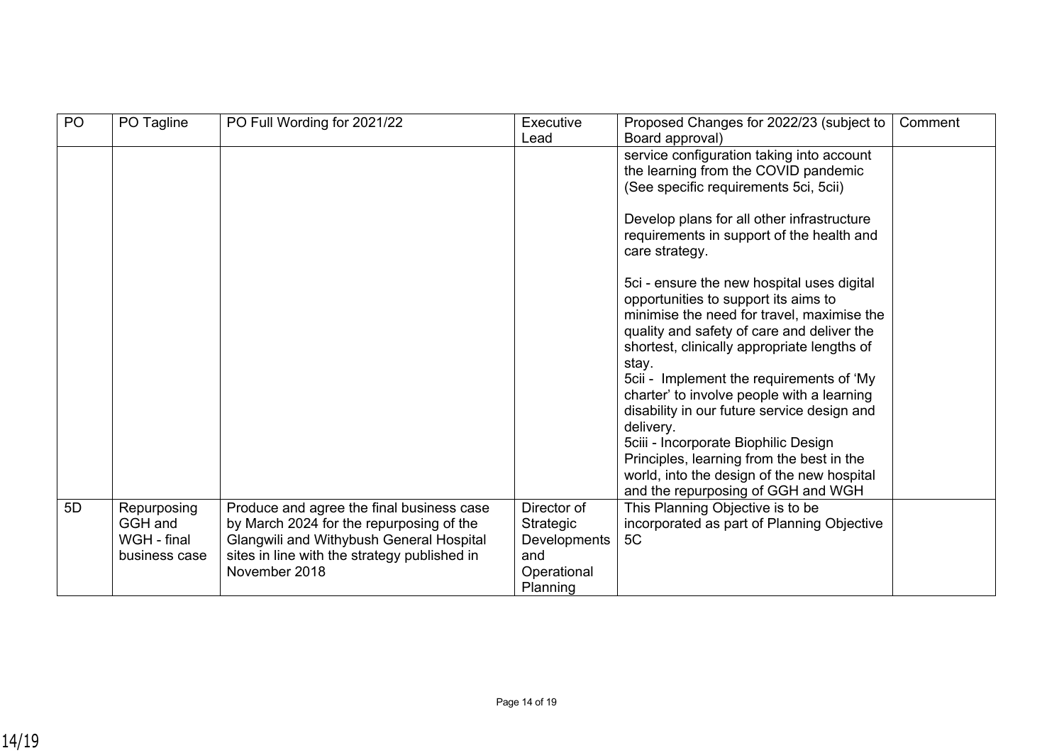| PO | PO Tagline | PO Full Wording for 2021/22 | Executive Lead | Proposed Changes for 2022/23 (subject to Board approval) | Comment |
|---|---|---|---|---|---|
| | | | | service configuration taking into account the learning from the COVID pandemic (See specific requirements 5ci, 5cii)<br><br>Develop plans for all other infrastructure requirements in support of the health and care strategy.<br><br>5ci - ensure the new hospital uses digital opportunities to support its aims to minimise the need for travel, maximise the quality and safety of care and deliver the shortest, clinically appropriate lengths of stay.<br>5cii - Implement the requirements of 'My charter' to involve people with a learning disability in our future service design and delivery.<br>5ciii - Incorporate Biophilic Design Principles, learning from the best in the world, into the design of the new hospital and the repurposing of GGH and WGH | |
| 5D | Repurposing GGH and WGH - final business case | Produce and agree the final business case by March 2024 for the repurposing of the Glangwili and Withybush General Hospital sites in line with the strategy published in November 2018 | Director of Strategic Developments and Operational Planning | This Planning Objective is to be incorporated as part of Planning Objective 5C | |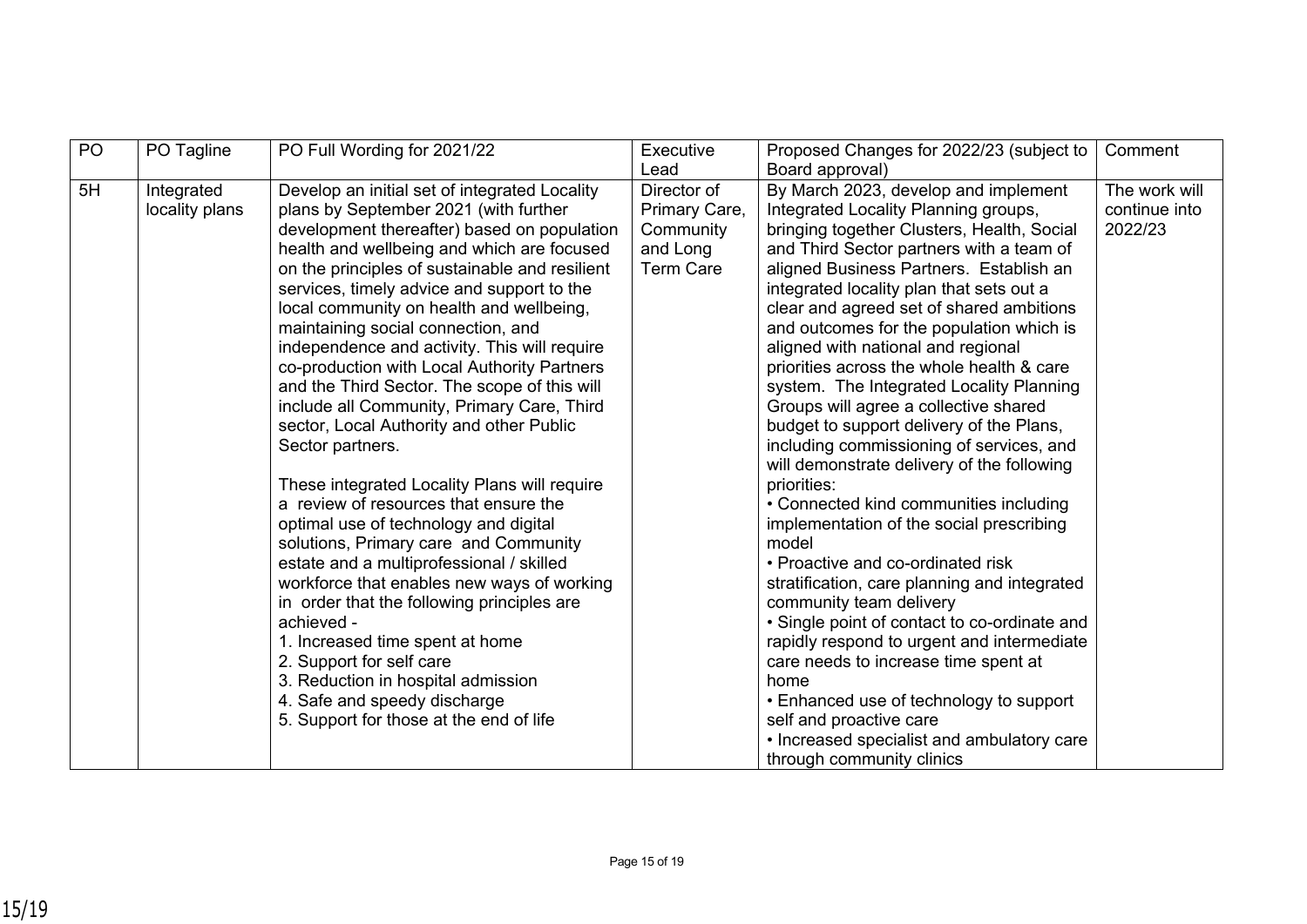| PO | PO Tagline | PO Full Wording for 2021/22 | Executive Lead | Proposed Changes for 2022/23 (subject to Board approval) | Comment |
|---|---|---|---|---|---|
| 5H | Integrated locality plans | Develop an initial set of integrated Locality plans by September 2021 (with further development thereafter) based on population health and wellbeing and which are focused on the principles of sustainable and resilient services, timely advice and support to the local community on health and wellbeing, maintaining social connection, and independence and activity. This will require co-production with Local Authority Partners and the Third Sector. The scope of this will include all Community, Primary Care, Third sector, Local Authority and other Public Sector partners.<br><br>These integrated Locality Plans will require a review of resources that ensure the optimal use of technology and digital solutions, Primary care and Community estate and a multiprofessional / skilled workforce that enables new ways of working in order that the following principles are achieved -<br>1. Increased time spent at home<br>2. Support for self care<br>3. Reduction in hospital admission<br>4. Safe and speedy discharge<br>5. Support for those at the end of life | Director of Primary Care, Community and Long Term Care | By March 2023, develop and implement Integrated Locality Planning groups, bringing together Clusters, Health, Social and Third Sector partners with a team of aligned Business Partners. Establish an integrated locality plan that sets out a clear and agreed set of shared ambitions and outcomes for the population which is aligned with national and regional priorities across the whole health & care system. The Integrated Locality Planning Groups will agree a collective shared budget to support delivery of the Plans, including commissioning of services, and will demonstrate delivery of the following priorities:<br>• Connected kind communities including implementation of the social prescribing model<br>• Proactive and co-ordinated risk stratification, care planning and integrated community team delivery<br>• Single point of contact to co-ordinate and rapidly respond to urgent and intermediate care needs to increase time spent at home<br>• Enhanced use of technology to support self and proactive care<br>• Increased specialist and ambulatory care through community clinics | The work will continue into 2022/23 |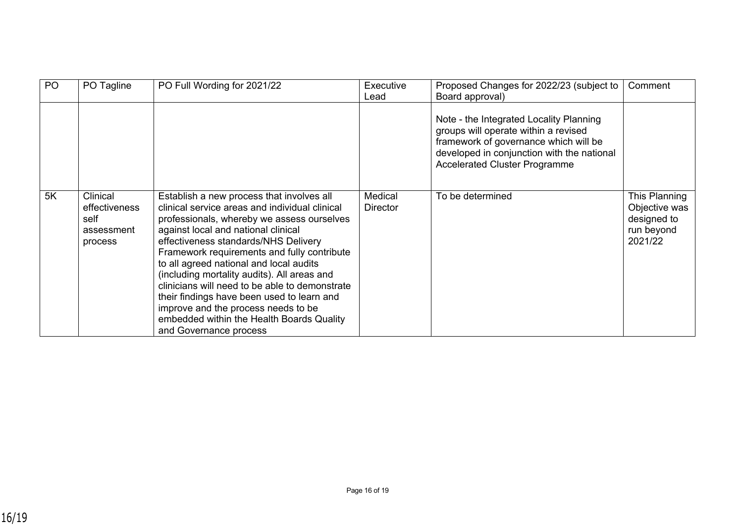| PO | PO Tagline | PO Full Wording for 2021/22 | Executive Lead | Proposed Changes for 2022/23 (subject to Board approval) | Comment |
|---|---|---|---|---|---|
| | | | | Note - the Integrated Locality Planning groups will operate within a revised framework of governance which will be developed in conjunction with the national Accelerated Cluster Programme | |
| 5K | Clinical effectiveness self assessment process | Establish a new process that involves all clinical service areas and individual clinical professionals, whereby we assess ourselves against local and national clinical effectiveness standards/NHS Delivery Framework requirements and fully contribute to all agreed national and local audits (including mortality audits). All areas and clinicians will need to be able to demonstrate their findings have been used to learn and improve and the process needs to be embedded within the Health Boards Quality and Governance process | Medical Director | To be determined | This Planning Objective was designed to run beyond 2021/22 |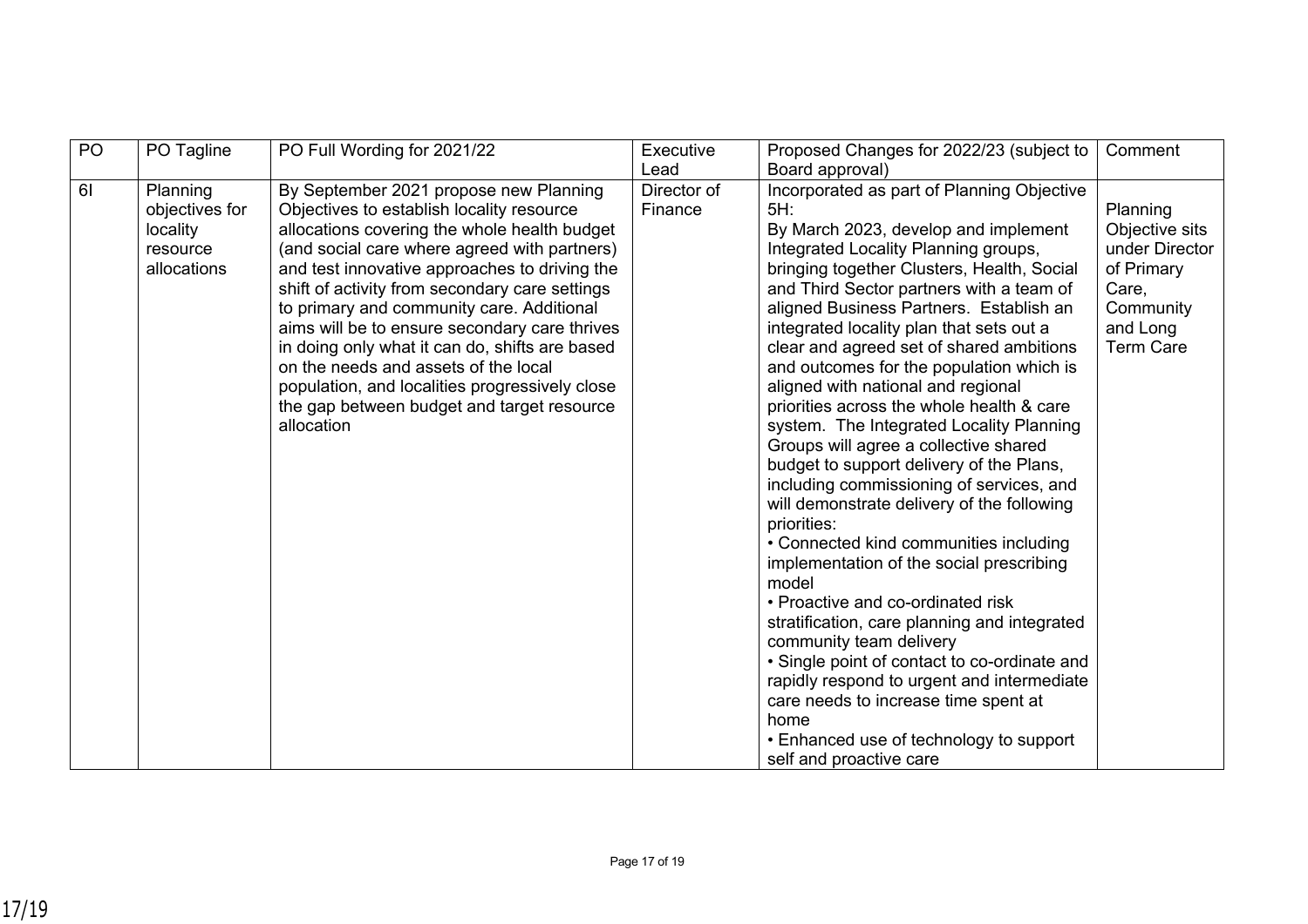| PO | PO Tagline | PO Full Wording for 2021/22 | Executive Lead | Proposed Changes for 2022/23 (subject to Board approval) | Comment |
|---|---|---|---|---|---|
| 6I | Planning objectives for locality resource allocations | By September 2021 propose new Planning Objectives to establish locality resource allocations covering the whole health budget (and social care where agreed with partners) and test innovative approaches to driving the shift of activity from secondary care settings to primary and community care. Additional aims will be to ensure secondary care thrives in doing only what it can do, shifts are based on the needs and assets of the local population, and localities progressively close the gap between budget and target resource allocation | Director of Finance | Incorporated as part of Planning Objective 5H:<br>By March 2023, develop and implement Integrated Locality Planning groups, bringing together Clusters, Health, Social and Third Sector partners with a team of aligned Business Partners. Establish an integrated locality plan that sets out a clear and agreed set of shared ambitions and outcomes for the population which is aligned with national and regional priorities across the whole health & care system. The Integrated Locality Planning Groups will agree a collective shared budget to support delivery of the Plans, including commissioning of services, and will demonstrate delivery of the following priorities:<br>• Connected kind communities including implementation of the social prescribing model<br>• Proactive and co-ordinated risk stratification, care planning and integrated community team delivery<br>• Single point of contact to co-ordinate and rapidly respond to urgent and intermediate care needs to increase time spent at home<br>• Enhanced use of technology to support self and proactive care | Planning Objective sits under Director of Primary Care, Community and Long Term Care |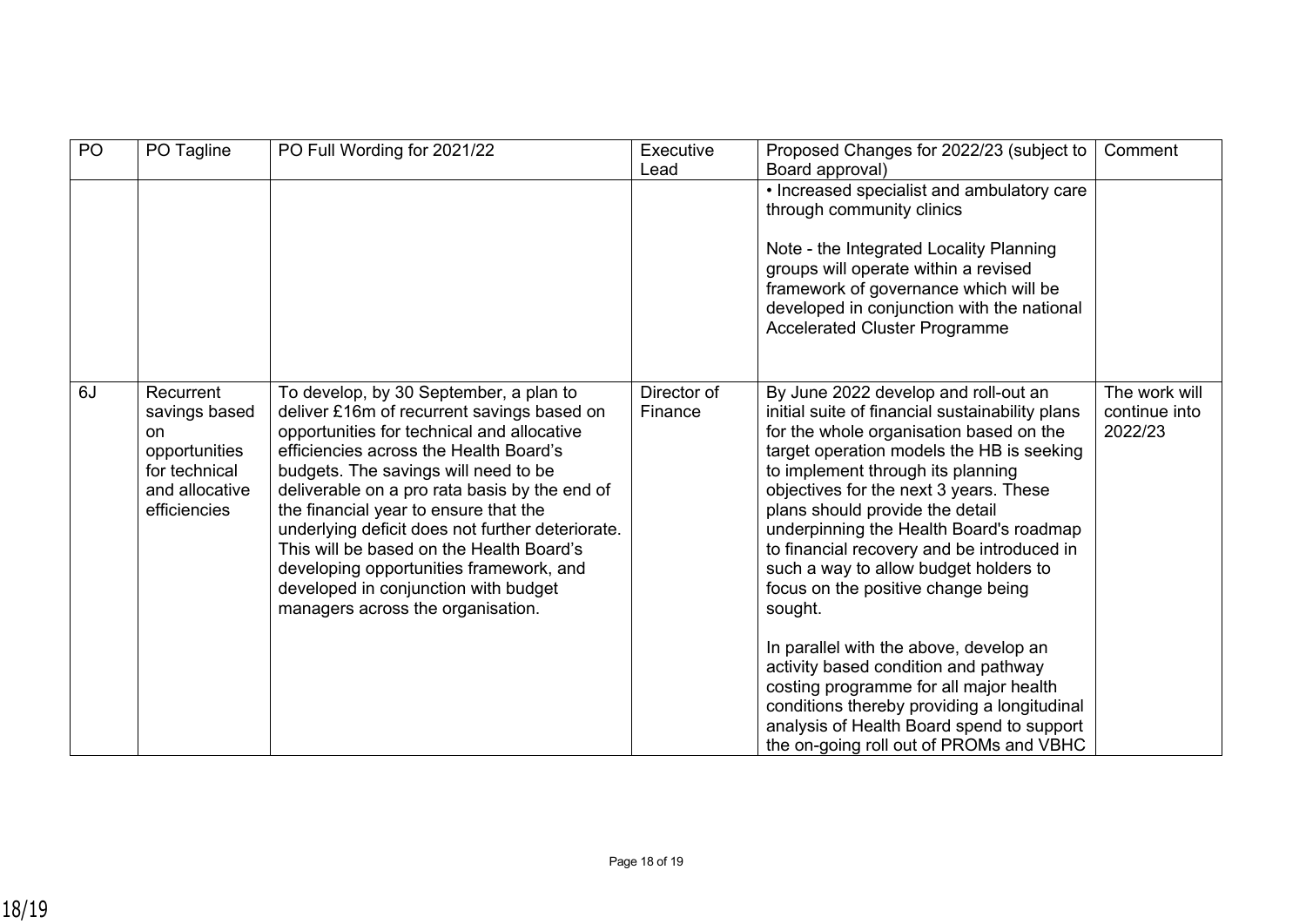| PO | PO Tagline | PO Full Wording for 2021/22 | Executive Lead | Proposed Changes for 2022/23 (subject to Board approval) | Comment |
|---|---|---|---|---|---|
| | | | | • Increased specialist and ambulatory care through community clinics<br><br>Note - the Integrated Locality Planning groups will operate within a revised framework of governance which will be developed in conjunction with the national Accelerated Cluster Programme | |
| 6J | Recurrent savings based on opportunities for technical and allocative efficiencies | To develop, by 30 September, a plan to deliver £16m of recurrent savings based on opportunities for technical and allocative efficiencies across the Health Board's budgets. The savings will need to be deliverable on a pro rata basis by the end of the financial year to ensure that the underlying deficit does not further deteriorate. This will be based on the Health Board's developing opportunities framework, and developed in conjunction with budget managers across the organisation. | Director of Finance | By June 2022 develop and roll-out an initial suite of financial sustainability plans for the whole organisation based on the target operation models the HB is seeking to implement through its planning objectives for the next 3 years. These plans should provide the detail underpinning the Health Board's roadmap to financial recovery and be introduced in such a way to allow budget holders to focus on the positive change being sought.<br><br>In parallel with the above, develop an activity based condition and pathway costing programme for all major health conditions thereby providing a longitudinal analysis of Health Board spend to support the on-going roll out of PROMs and VBHC | The work will continue into 2022/23 |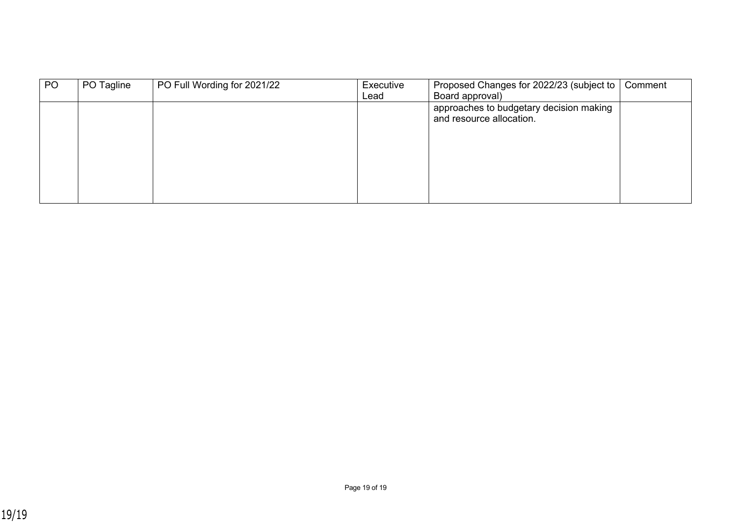| PO | PO Tagline | PO Full Wording for 2021/22 | Executive Lead | Proposed Changes for 2022/23 (subject to Board approval) | Comment |
|---|---|---|---|---|---|
| | | | | approaches to budgetary decision making and resource allocation. | |